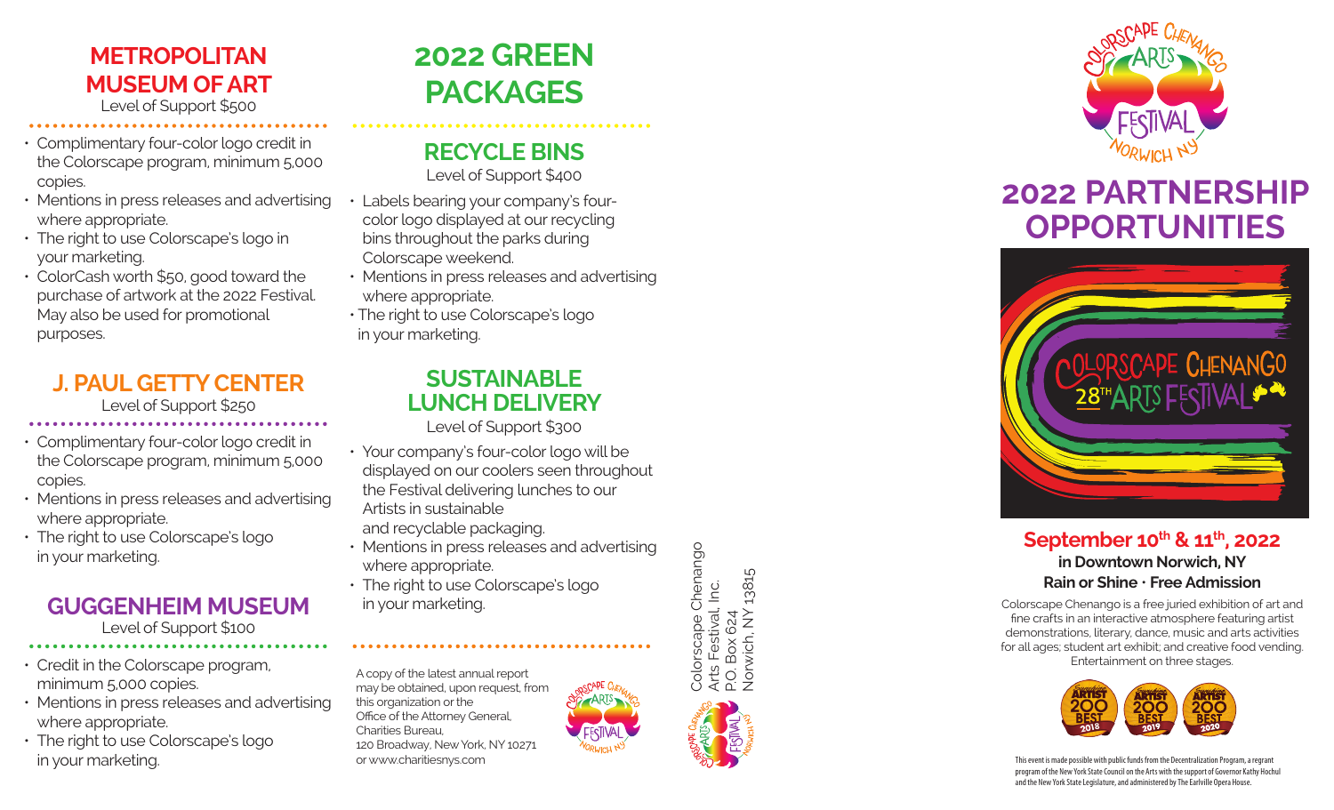## METROPOLITAN MUSEUM OF ART

Level of Support $500

- Complimentary four-color logo credit in the Colorscape program, minimum 5,000 copies.
- Mentions in press releases and advertising where appropriate.
- The right to use Colorscape's logo in your marketing.
- ColorCash worth $50, good toward the purchase of artwork at the 2022 Festival. May also be used for promotional purposes.

## J. PAUL GETTY CENTER

Level of Support $250

- Complimentary four-color logo credit in the Colorscape program, minimum 5,000 copies.
- Mentions in press releases and advertising where appropriate.
- The right to use Colorscape's logo in your marketing.

## GUGGENHEIM MUSEUM

Level of Support $100

- Credit in the Colorscape program, minimum 5,000 copies.
- Mentions in press releases and advertising where appropriate.
- The right to use Colorscape's logo in your marketing.

# 2022 GREEN PACKAGES

## RECYCLE BINS

Level of Support $400

- Labels bearing your company's four-color logo displayed at our recycling bins throughout the parks during Colorscape weekend.
- Mentions in press releases and advertising where appropriate.
- The right to use Colorscape's logo in your marketing.

## SUSTAINABLE LUNCH DELIVERY

Level of Support $300

- Your company's four-color logo will be displayed on our coolers seen throughout the Festival delivering lunches to our Artists in sustainable and recyclable packaging.
- Mentions in press releases and advertising where appropriate.
- The right to use Colorscape's logo in your marketing.

A copy of the latest annual report may be obtained, upon request, from this organization or the Office of the Attorney General, Charities Bureau, 120 Broadway, New York, NY 10271 or www.charitiesnys.com

Colorscape Chenango Arts Festival, Inc.
P.O. Box 624
Norwich, NY 13815

Colorscape Chenango Arts Festival Norwich NY

# 2022 PARTNERSHIP OPPORTUNITIES

Colorscape Chenango 28th Arts Festival

## September 10th & 11th, 2022

**in Downtown Norwich, NY**

**Rain or Shine · Free Admission**

Colorscape Chenango is a free juried exhibition of art and fine crafts in an interactive atmosphere featuring artist demonstrations, literary, dance, music and arts activities for all ages; student art exhibit; and creative food vending. Entertainment on three stages.

Sunshine Artist 200 Best 2018 · Sunshine Artist 200 Best 2019 · Sunshine Artist 200 Best 2020

This event is made possible with public funds from the Decentralization Program, a regrant program of the New York State Council on the Arts with the support of Governor Kathy Hochul and the New York State Legislature, and administered by The Earlville Opera House.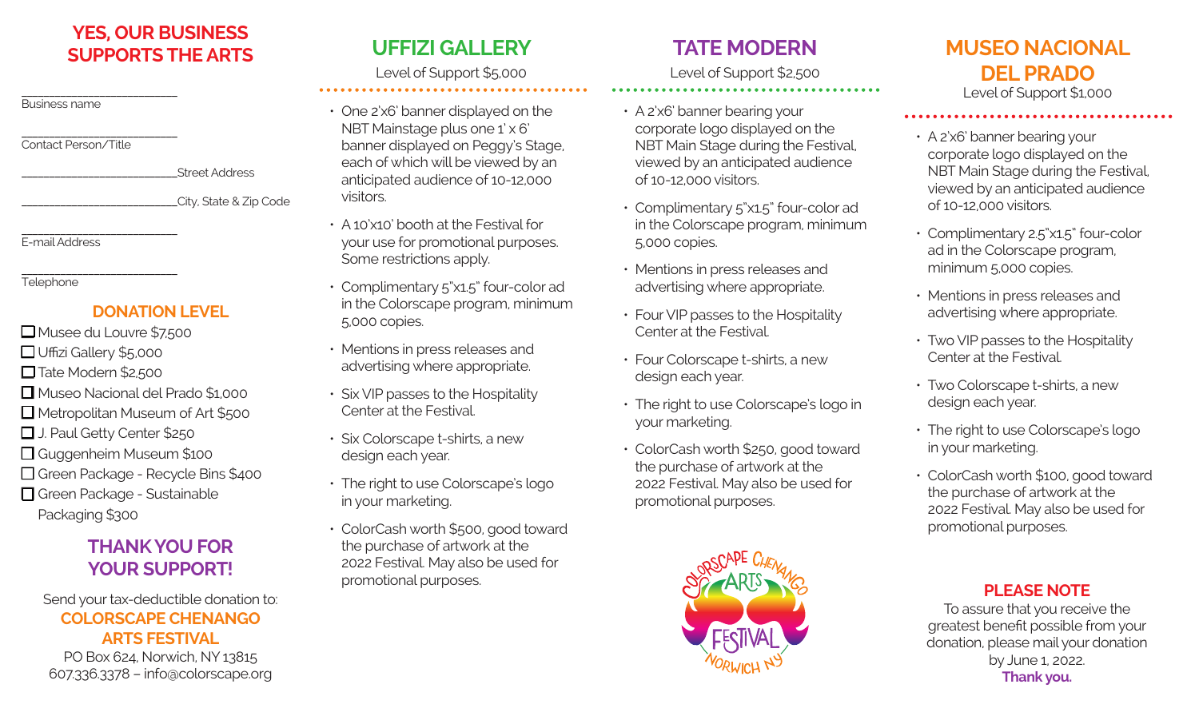## YES, OUR BUSINESS SUPPORTS THE ARTS

______________________
Business name

______________________
Contact Person/Title

______________________Street Address

______________________City, State & Zip Code

______________________
E-mail Address

______________________
Telephone

### DONATION LEVEL

- ☐ Musee du Louvre $7,500
- ☐ Uffizi Gallery $5,000
- ☐ Tate Modern $2,500
- ☐ Museo Nacional del Prado $1,000
- ☐ Metropolitan Museum of Art $500
- ☐ J. Paul Getty Center $250
- ☐ Guggenheim Museum $100
- ☐ Green Package - Recycle Bins $400
- ☐ Green Package - Sustainable Packaging $300

### THANK YOU FOR YOUR SUPPORT!

Send your tax-deductible donation to:

**COLORSCAPE CHENANGO ARTS FESTIVAL**

PO Box 624, Norwich, NY 13815
607.336.3378 – info@colorscape.org

## UFFIZI GALLERY

Level of Support $5,000

- One 2'x6' banner displayed on the NBT Mainstage plus one 1' x 6' banner displayed on Peggy's Stage, each of which will be viewed by an anticipated audience of 10-12,000 visitors.
- A 10'x10' booth at the Festival for your use for promotional purposes. Some restrictions apply.
- Complimentary 5"x1.5" four-color ad in the Colorscape program, minimum 5,000 copies.
- Mentions in press releases and advertising where appropriate.
- Six VIP passes to the Hospitality Center at the Festival.
- Six Colorscape t-shirts, a new design each year.
- The right to use Colorscape's logo in your marketing.
- ColorCash worth $500, good toward the purchase of artwork at the 2022 Festival. May also be used for promotional purposes.

## TATE MODERN

Level of Support $2,500

- A 2'x6' banner bearing your corporate logo displayed on the NBT Main Stage during the Festival, viewed by an anticipated audience of 10-12,000 visitors.
- Complimentary 5"x1.5" four-color ad in the Colorscape program, minimum 5,000 copies.
- Mentions in press releases and advertising where appropriate.
- Four VIP passes to the Hospitality Center at the Festival.
- Four Colorscape t-shirts, a new design each year.
- The right to use Colorscape's logo in your marketing.
- ColorCash worth $250, good toward the purchase of artwork at the 2022 Festival. May also be used for promotional purposes.

COLORSCAPE CHENANGO ARTS FESTIVAL NORWICH NY

## MUSEO NACIONAL DEL PRADO

Level of Support $1,000

- A 2'x6' banner bearing your corporate logo displayed on the NBT Main Stage during the Festival, viewed by an anticipated audience of 10-12,000 visitors.
- Complimentary 2.5"x1.5" four-color ad in the Colorscape program, minimum 5,000 copies.
- Mentions in press releases and advertising where appropriate.
- Two VIP passes to the Hospitality Center at the Festival.
- Two Colorscape t-shirts, a new design each year.
- The right to use Colorscape's logo in your marketing.
- ColorCash worth $100, good toward the purchase of artwork at the 2022 Festival. May also be used for promotional purposes.

### PLEASE NOTE

To assure that you receive the greatest benefit possible from your donation, please mail your donation by June 1, 2022.

**Thank you.**